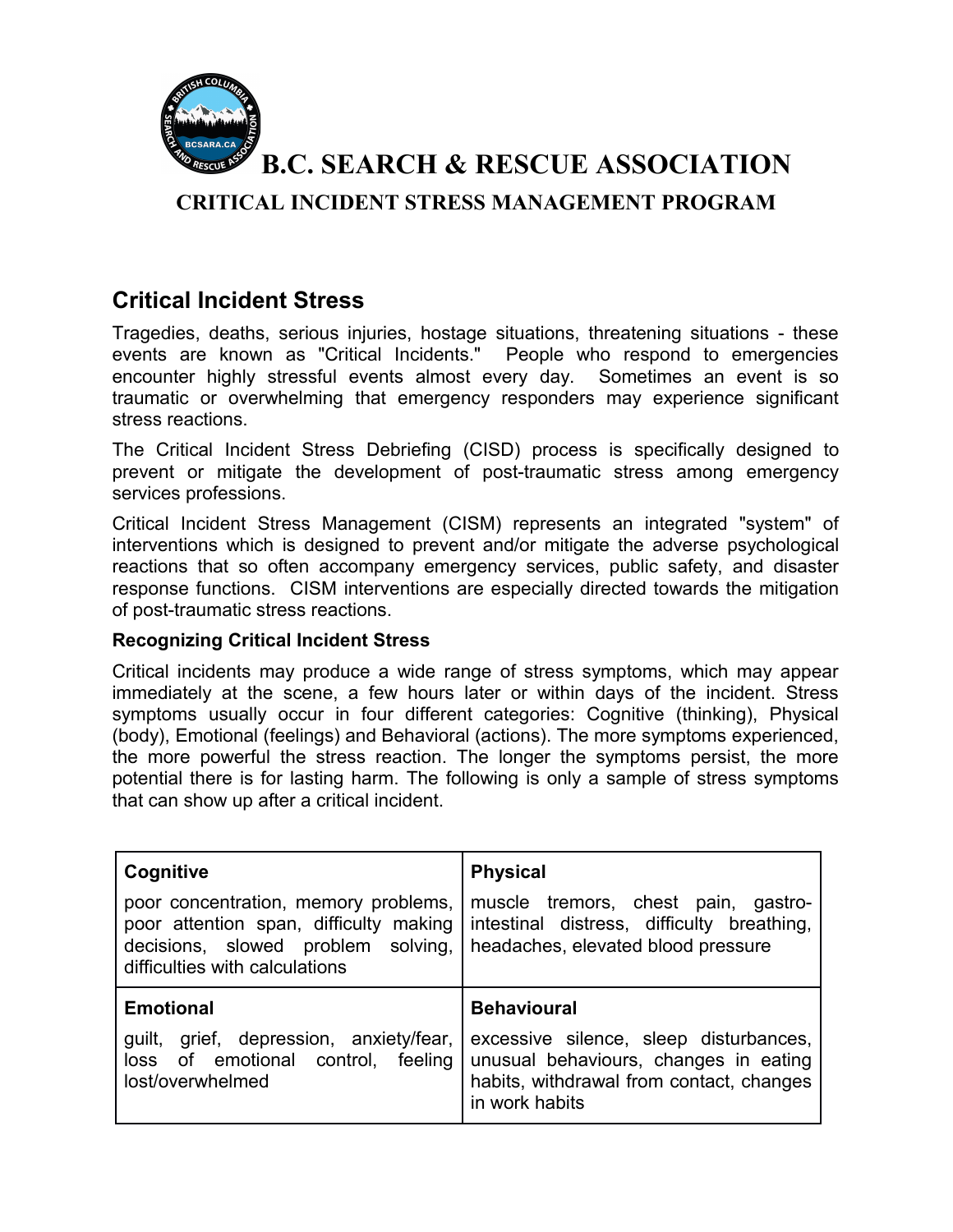# B.C. SEARCH & RESCUE ASSOCIATION

## CRITICAL INCIDENT STRESS MANAGEMENT PROGRAM

## Critical Incident Stress

Tragedies, deaths, serious injuries, hostage situations, threatening situations - these events are known as "Critical Incidents." People who respond to emergencies encounter highly stressful events almost every day. Sometimes an event is so traumatic or overwhelming that emergency responders may experience significant stress reactions.

The Critical Incident Stress Debriefing (CISD) process is specifically designed to prevent or mitigate the development of post-traumatic stress among emergency services professions.

Critical Incident Stress Management (CISM) represents an integrated "system" of interventions which is designed to prevent and/or mitigate the adverse psychological reactions that so often accompany emergency services, public safety, and disaster response functions. CISM interventions are especially directed towards the mitigation of post-traumatic stress reactions.

### Recognizing Critical Incident Stress

Critical incidents may produce a wide range of stress symptoms, which may appear immediately at the scene, a few hours later or within days of the incident. Stress symptoms usually occur in four different categories: Cognitive (thinking), Physical (body), Emotional (feelings) and Behavioral (actions). The more symptoms experienced, the more powerful the stress reaction. The longer the symptoms persist, the more potential there is for lasting harm. The following is only a sample of stress symptoms that can show up after a critical incident.

| **Cognitive** | **Physical** |
|---|---|
| poor concentration, memory problems, poor attention span, difficulty making decisions, slowed problem solving, difficulties with calculations | muscle tremors, chest pain, gastro-intestinal distress, difficulty breathing, headaches, elevated blood pressure |
| **Emotional** | **Behavioural** |
| guilt, grief, depression, anxiety/fear, loss of emotional control, feeling lost/overwhelmed | excessive silence, sleep disturbances, unusual behaviours, changes in eating habits, withdrawal from contact, changes in work habits |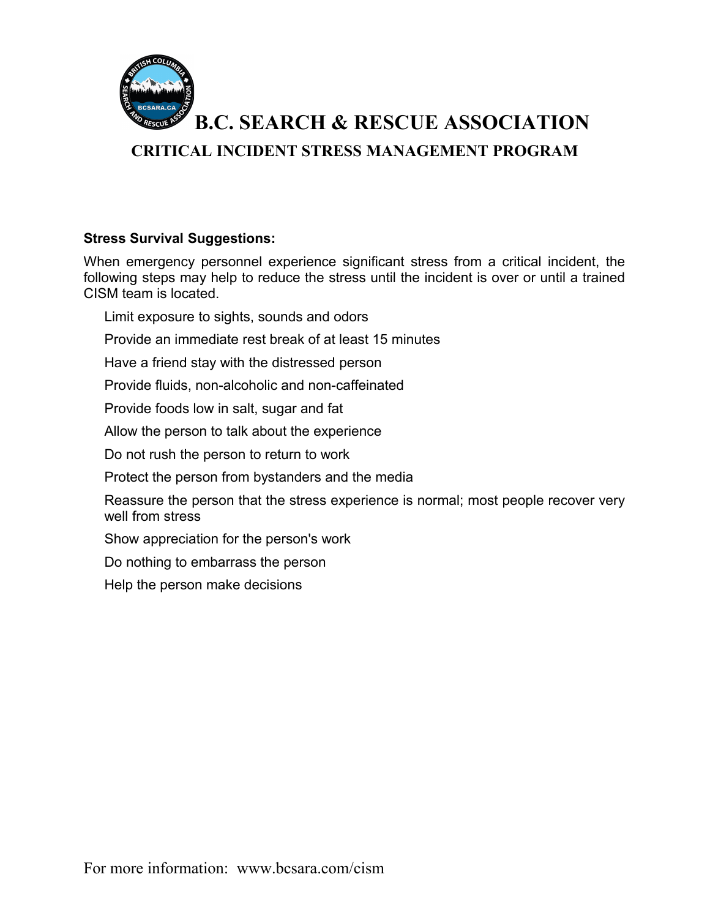# B.C. SEARCH & RESCUE ASSOCIATION

## CRITICAL INCIDENT STRESS MANAGEMENT PROGRAM

**Stress Survival Suggestions:**

When emergency personnel experience significant stress from a critical incident, the following steps may help to reduce the stress until the incident is over or until a trained CISM team is located.

- Limit exposure to sights, sounds and odors
- Provide an immediate rest break of at least 15 minutes
- Have a friend stay with the distressed person
- Provide fluids, non-alcoholic and non-caffeinated
- Provide foods low in salt, sugar and fat
- Allow the person to talk about the experience
- Do not rush the person to return to work
- Protect the person from bystanders and the media
- Reassure the person that the stress experience is normal; most people recover very well from stress
- Show appreciation for the person's work
- Do nothing to embarrass the person
- Help the person make decisions

For more information: www.bcsara.com/cism